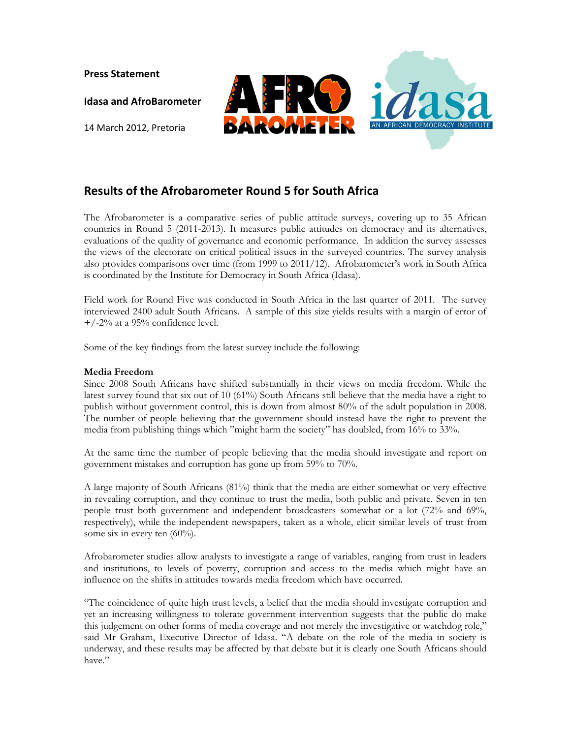**Press Statement**

**Idasa and AfroBarometer**

14 March 2012, Pretoria

## Results of the Afrobarometer Round 5 for South Africa

The Afrobarometer is a comparative series of public attitude surveys, covering up to 35 African countries in Round 5 (2011-2013). It measures public attitudes on democracy and its alternatives, evaluations of the quality of governance and economic performance. In addition the survey assesses the views of the electorate on critical political issues in the surveyed countries. The survey analysis also provides comparisons over time (from 1999 to 2011/12). Afrobarometer's work in South Africa is coordinated by the Institute for Democracy in South Africa (Idasa).

Field work for Round Five was conducted in South Africa in the last quarter of 2011. The survey interviewed 2400 adult South Africans. A sample of this size yields results with a margin of error of +/-2% at a 95% confidence level.

Some of the key findings from the latest survey include the following:

**Media Freedom**

Since 2008 South Africans have shifted substantially in their views on media freedom. While the latest survey found that six out of 10 (61%) South Africans still believe that the media have a right to publish without government control, this is down from almost 80% of the adult population in 2008. The number of people believing that the government should instead have the right to prevent the media from publishing things which "might harm the society" has doubled, from 16% to 33%.

At the same time the number of people believing that the media should investigate and report on government mistakes and corruption has gone up from 59% to 70%.

A large majority of South Africans (81%) think that the media are either somewhat or very effective in revealing corruption, and they continue to trust the media, both public and private. Seven in ten people trust both government and independent broadcasters somewhat or a lot (72% and 69%, respectively), while the independent newspapers, taken as a whole, elicit similar levels of trust from some six in every ten (60%).

Afrobarometer studies allow analysts to investigate a range of variables, ranging from trust in leaders and institutions, to levels of poverty, corruption and access to the media which might have an influence on the shifts in attitudes towards media freedom which have occurred.

"The coincidence of quite high trust levels, a belief that the media should investigate corruption and yet an increasing willingness to tolerate government intervention suggests that the public do make this judgement on other forms of media coverage and not merely the investigative or watchdog role," said Mr Graham, Executive Director of Idasa. "A debate on the role of the media in society is underway, and these results may be affected by that debate but it is clearly one South Africans should have."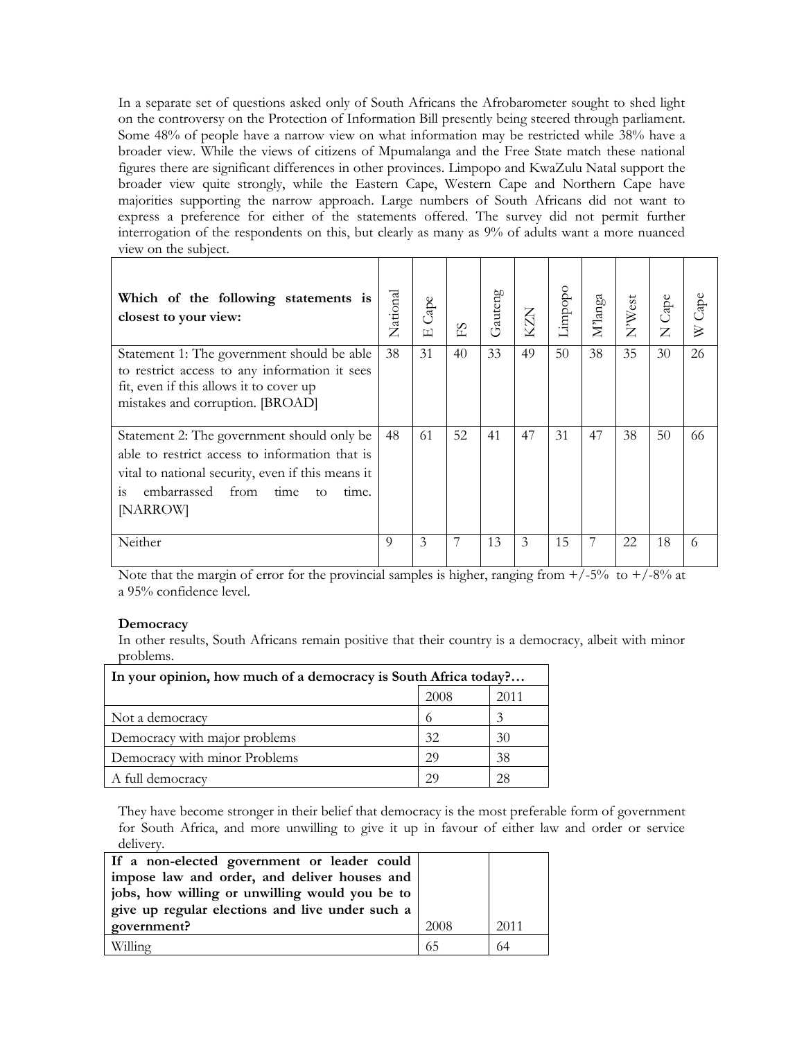In a separate set of questions asked only of South Africans the Afrobarometer sought to shed light on the controversy on the Protection of Information Bill presently being steered through parliament. Some 48% of people have a narrow view on what information may be restricted while 38% have a broader view. While the views of citizens of Mpumalanga and the Free State match these national figures there are significant differences in other provinces. Limpopo and KwaZulu Natal support the broader view quite strongly, while the Eastern Cape, Western Cape and Northern Cape have majorities supporting the narrow approach. Large numbers of South Africans did not want to express a preference for either of the statements offered. The survey did not permit further interrogation of the respondents on this, but clearly as many as 9% of adults want a more nuanced view on the subject.

| **Which of the following statements is closest to your view:** | National | E Cape | FS | Gauteng | KZN | Limpopo | M'langa | N'West | N Cape | W Cape |
|---|---|---|---|---|---|---|---|---|---|---|
| Statement 1: The government should be able to restrict access to any information it sees fit, even if this allows it to cover up mistakes and corruption. [BROAD] | 38 | 31 | 40 | 33 | 49 | 50 | 38 | 35 | 30 | 26 |
| Statement 2: The government should only be able to restrict access to information that is vital to national security, even if this means it is embarrassed from time to time. [NARROW] | 48 | 61 | 52 | 41 | 47 | 31 | 47 | 38 | 50 | 66 |
| Neither | 9 | 3 | 7 | 13 | 3 | 15 | 7 | 22 | 18 | 6 |

Note that the margin of error for the provincial samples is higher, ranging from +/-5% to +/-8% at a 95% confidence level.

**Democracy**

In other results, South Africans remain positive that their country is a democracy, albeit with minor problems.

| **In your opinion, how much of a democracy is South Africa today?…** | 2008 | 2011 |
|---|---|---|
| Not a democracy | 6 | 3 |
| Democracy with major problems | 32 | 30 |
| Democracy with minor Problems | 29 | 38 |
| A full democracy | 29 | 28 |

They have become stronger in their belief that democracy is the most preferable form of government for South Africa, and more unwilling to give it up in favour of either law and order or service delivery.

| **If a non-elected government or leader could impose law and order, and deliver houses and jobs, how willing or unwilling would you be to give up regular elections and live under such a government?** | 2008 | 2011 |
|---|---|---|
| Willing | 65 | 64 |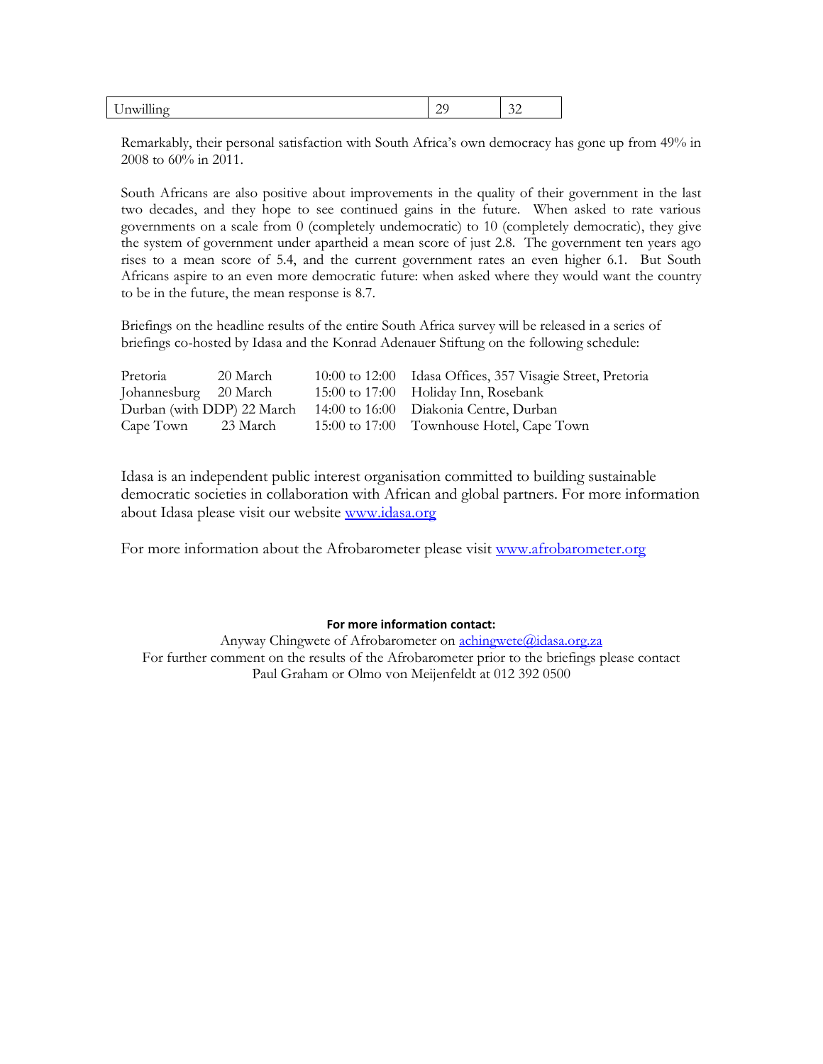| | | |
|---|---|---|
| Unwilling | 29 | 32 |

Remarkably, their personal satisfaction with South Africa's own democracy has gone up from 49% in 2008 to 60% in 2011.

South Africans are also positive about improvements in the quality of their government in the last two decades, and they hope to see continued gains in the future. When asked to rate various governments on a scale from 0 (completely undemocratic) to 10 (completely democratic), they give the system of government under apartheid a mean score of just 2.8. The government ten years ago rises to a mean score of 5.4, and the current government rates an even higher 6.1. But South Africans aspire to an even more democratic future: when asked where they would want the country to be in the future, the mean response is 8.7.

Briefings on the headline results of the entire South Africa survey will be released in a series of briefings co-hosted by Idasa and the Konrad Adenauer Stiftung on the following schedule:

| | | | |
|---|---|---|---|
| Pretoria | 20 March | 10:00 to 12:00 | Idasa Offices, 357 Visagie Street, Pretoria |
| Johannesburg | 20 March | 15:00 to 17:00 | Holiday Inn, Rosebank |
| Durban (with DDP) | 22 March | 14:00 to 16:00 | Diakonia Centre, Durban |
| Cape Town | 23 March | 15:00 to 17:00 | Townhouse Hotel, Cape Town |

Idasa is an independent public interest organisation committed to building sustainable democratic societies in collaboration with African and global partners. For more information about Idasa please visit our website www.idasa.org

For more information about the Afrobarometer please visit www.afrobarometer.org

**For more information contact:**

Anyway Chingwete of Afrobarometer on achingwete@idasa.org.za

For further comment on the results of the Afrobarometer prior to the briefings please contact Paul Graham or Olmo von Meijenfeldt at 012 392 0500